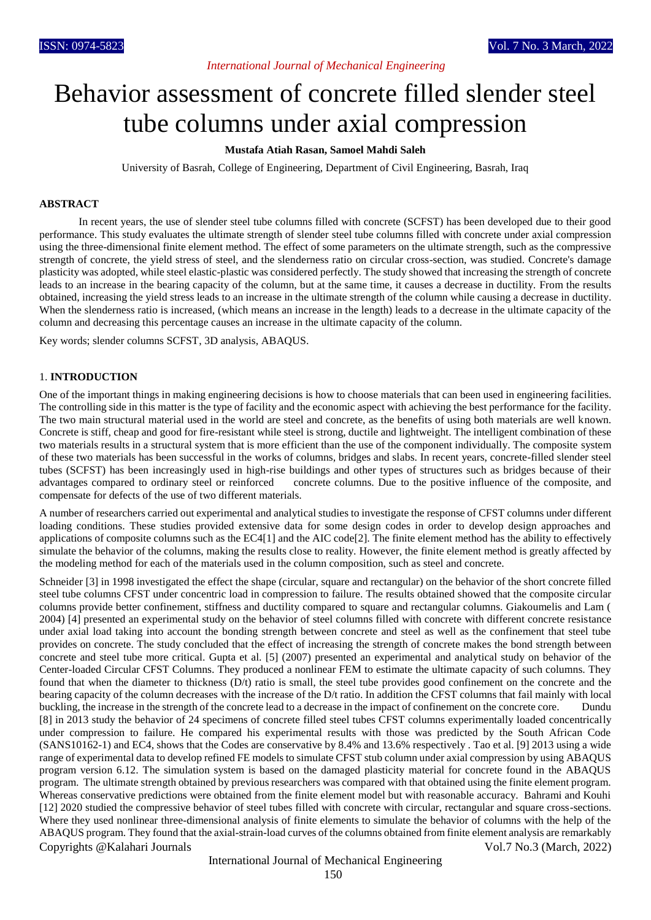# Behavior assessment of concrete filled slender steel tube columns under axial compression

**Mustafa Atiah Rasan, Samoel Mahdi Saleh**

University of Basrah, College of Engineering, Department of Civil Engineering, Basrah, Iraq

## ABSTRACT

In recent years, the use of slender steel tube columns filled with concrete (SCFST) has been developed due to their good performance. This study evaluates the ultimate strength of slender steel tube columns filled with concrete under axial compression using the three-dimensional finite element method. The effect of some parameters on the ultimate strength, such as the compressive strength of concrete, the yield stress of steel, and the slenderness ratio on circular cross-section, was studied. Concrete's damage plasticity was adopted, while steel elastic-plastic was considered perfectly. The study showed that increasing the strength of concrete leads to an increase in the bearing capacity of the column, but at the same time, it causes a decrease in ductility. From the results obtained, increasing the yield stress leads to an increase in the ultimate strength of the column while causing a decrease in ductility. When the slenderness ratio is increased, (which means an increase in the length) leads to a decrease in the ultimate capacity of the column and decreasing this percentage causes an increase in the ultimate capacity of the column.

Key words; slender columns SCFST, 3D analysis, ABAQUS.

## 1. INTRODUCTION

One of the important things in making engineering decisions is how to choose materials that can been used in engineering facilities. The controlling side in this matter is the type of facility and the economic aspect with achieving the best performance for the facility. The two main structural material used in the world are steel and concrete, as the benefits of using both materials are well known. Concrete is stiff, cheap and good for fire-resistant while steel is strong, ductile and lightweight. The intelligent combination of these two materials results in a structural system that is more efficient than the use of the component individually. The composite system of these two materials has been successful in the works of columns, bridges and slabs. In recent years, concrete-filled slender steel tubes (SCFST) has been increasingly used in high-rise buildings and other types of structures such as bridges because of their advantages compared to ordinary steel or reinforced concrete columns. Due to the positive influence of the composite, and compensate for defects of the use of two different materials.

A number of researchers carried out experimental and analytical studies to investigate the response of CFST columns under different loading conditions. These studies provided extensive data for some design codes in order to develop design approaches and applications of composite columns such as the EC4[1] and the AIC code[2]. The finite element method has the ability to effectively simulate the behavior of the columns, making the results close to reality. However, the finite element method is greatly affected by the modeling method for each of the materials used in the column composition, such as steel and concrete.

Schneider [3] in 1998 investigated the effect the shape (circular, square and rectangular) on the behavior of the short concrete filled steel tube columns CFST under concentric load in compression to failure. The results obtained showed that the composite circular columns provide better confinement, stiffness and ductility compared to square and rectangular columns. Giakoumelis and Lam ( 2004) [4] presented an experimental study on the behavior of steel columns filled with concrete with different concrete resistance under axial load taking into account the bonding strength between concrete and steel as well as the confinement that steel tube provides on concrete. The study concluded that the effect of increasing the strength of concrete makes the bond strength between concrete and steel tube more critical. Gupta et al. [5] (2007) presented an experimental and analytical study on behavior of the Center-loaded Circular CFST Columns. They produced a nonlinear FEM to estimate the ultimate capacity of such columns. They found that when the diameter to thickness (D/t) ratio is small, the steel tube provides good confinement on the concrete and the bearing capacity of the column decreases with the increase of the D/t ratio. In addition the CFST columns that fail mainly with local buckling, the increase in the strength of the concrete lead to a decrease in the impact of confinement on the concrete core. Dundu [8] in 2013 study the behavior of 24 specimens of concrete filled steel tubes CFST columns experimentally loaded concentrically under compression to failure. He compared his experimental results with those was predicted by the South African Code (SANS10162-1) and EC4, shows that the Codes are conservative by 8.4% and 13.6% respectively . Tao et al. [9] 2013 using a wide range of experimental data to develop refined FE models to simulate CFST stub column under axial compression by using ABAQUS program version 6.12. The simulation system is based on the damaged plasticity material for concrete found in the ABAQUS program. The ultimate strength obtained by previous researchers was compared with that obtained using the finite element program. Whereas conservative predictions were obtained from the finite element model but with reasonable accuracy. Bahrami and Kouhi [12] 2020 studied the compressive behavior of steel tubes filled with concrete with circular, rectangular and square cross-sections. Where they used nonlinear three-dimensional analysis of finite elements to simulate the behavior of columns with the help of the ABAQUS program. They found that the axial-strain-load curves of the columns obtained from finite element analysis are remarkably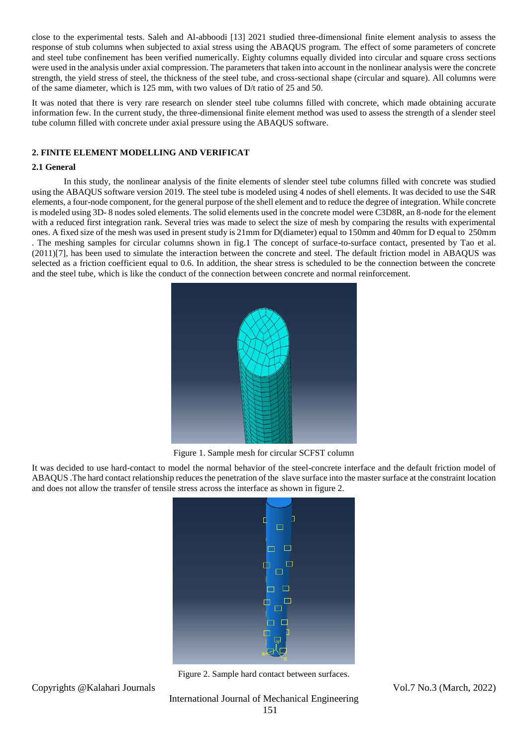close to the experimental tests. Saleh and Al-abboodi [13] 2021 studied three-dimensional finite element analysis to assess the response of stub columns when subjected to axial stress using the ABAQUS program. The effect of some parameters of concrete and steel tube confinement has been verified numerically. Eighty columns equally divided into circular and square cross sections were used in the analysis under axial compression. The parameters that taken into account in the nonlinear analysis were the concrete strength, the yield stress of steel, the thickness of the steel tube, and cross-sectional shape (circular and square). All columns were of the same diameter, which is 125 mm, with two values of D/t ratio of 25 and 50.

It was noted that there is very rare research on slender steel tube columns filled with concrete, which made obtaining accurate information few. In the current study, the three-dimensional finite element method was used to assess the strength of a slender steel tube column filled with concrete under axial pressure using the ABAQUS software.

## 2. FINITE ELEMENT MODELLING AND VERIFICAT

### 2.1 General

In this study, the nonlinear analysis of the finite elements of slender steel tube columns filled with concrete was studied using the ABAQUS software version 2019. The steel tube is modeled using 4 nodes of shell elements. It was decided to use the S4R elements, a four-node component, for the general purpose of the shell element and to reduce the degree of integration. While concrete is modeled using 3D- 8 nodes soled elements. The solid elements used in the concrete model were C3D8R, an 8-node for the element with a reduced first integration rank. Several tries was made to select the size of mesh by comparing the results with experimental ones. A fixed size of the mesh was used in present study is 21mm for D(diameter) equal to 150mm and 40mm for D equal to 250mm . The meshing samples for circular columns shown in fig.1 The concept of surface-to-surface contact, presented by Tao et al. (2011)[7], has been used to simulate the interaction between the concrete and steel. The default friction model in ABAQUS was selected as a friction coefficient equal to 0.6. In addition, the shear stress is scheduled to be the connection between the concrete and the steel tube, which is like the conduct of the connection between concrete and normal reinforcement.

Figure 1. Sample mesh for circular SCFST column

It was decided to use hard-contact to model the normal behavior of the steel-concrete interface and the default friction model of ABAQUS .The hard contact relationship reduces the penetration of the slave surface into the master surface at the constraint location and does not allow the transfer of tensile stress across the interface as shown in figure 2.

Figure 2. Sample hard contact between surfaces.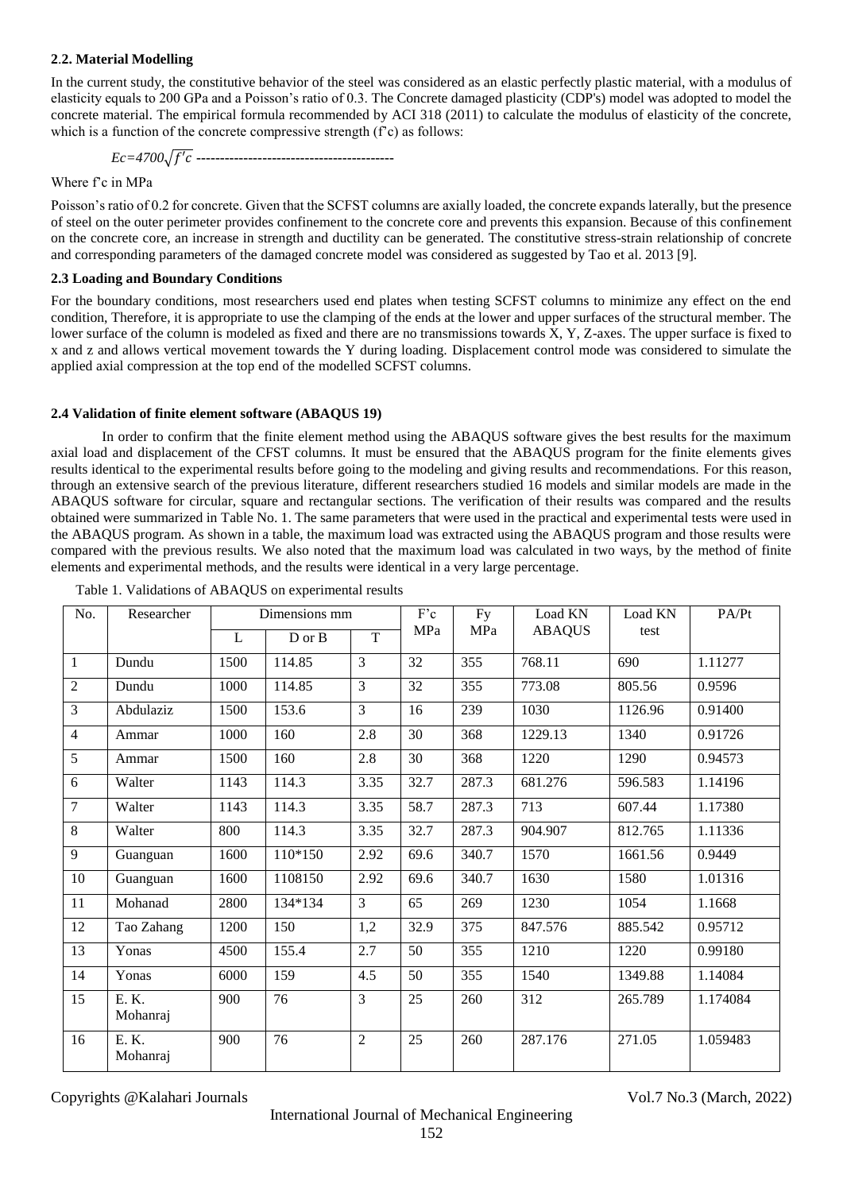### 2.2. Material Modelling

In the current study, the constitutive behavior of the steel was considered as an elastic perfectly plastic material, with a modulus of elasticity equals to 200 GPa and a Poisson's ratio of 0.3. The Concrete damaged plasticity (CDP's) model was adopted to model the concrete material. The empirical formula recommended by ACI 318 (2011) to calculate the modulus of elasticity of the concrete, which is a function of the concrete compressive strength (f'c) as follows:

$$Ec = 4700\sqrt{f'c}$$ ------------------------------------------

Where f'c in MPa

Poisson's ratio of 0.2 for concrete. Given that the SCFST columns are axially loaded, the concrete expands laterally, but the presence of steel on the outer perimeter provides confinement to the concrete core and prevents this expansion. Because of this confinement on the concrete core, an increase in strength and ductility can be generated. The constitutive stress-strain relationship of concrete and corresponding parameters of the damaged concrete model was considered as suggested by Tao et al. 2013 [9].

### 2.3 Loading and Boundary Conditions

For the boundary conditions, most researchers used end plates when testing SCFST columns to minimize any effect on the end condition, Therefore, it is appropriate to use the clamping of the ends at the lower and upper surfaces of the structural member. The lower surface of the column is modeled as fixed and there are no transmissions towards X, Y, Z-axes. The upper surface is fixed to x and z and allows vertical movement towards the Y during loading. Displacement control mode was considered to simulate the applied axial compression at the top end of the modelled SCFST columns.

### 2.4 Validation of finite element software (ABAQUS 19)

In order to confirm that the finite element method using the ABAQUS software gives the best results for the maximum axial load and displacement of the CFST columns. It must be ensured that the ABAQUS program for the finite elements gives results identical to the experimental results before going to the modeling and giving results and recommendations. For this reason, through an extensive search of the previous literature, different researchers studied 16 models and similar models are made in the ABAQUS software for circular, square and rectangular sections. The verification of their results was compared and the results obtained were summarized in Table No. 1. The same parameters that were used in the practical and experimental tests were used in the ABAQUS program. As shown in a table, the maximum load was extracted using the ABAQUS program and those results were compared with the previous results. We also noted that the maximum load was calculated in two ways, by the method of finite elements and experimental methods, and the results were identical in a very large percentage.

Table 1. Validations of ABAQUS on experimental results

| No. | Researcher | Dimensions mm | | | F'c MPa | Fy MPa | Load KN ABAQUS | Load KN test | PA/Pt |
|---|---|---|---|---|---|---|---|---|---|
| | | L | D or B | T | | | | | |
| 1 | Dundu | 1500 | 114.85 | 3 | 32 | 355 | 768.11 | 690 | 1.11277 |
| 2 | Dundu | 1000 | 114.85 | 3 | 32 | 355 | 773.08 | 805.56 | 0.9596 |
| 3 | Abdulaziz | 1500 | 153.6 | 3 | 16 | 239 | 1030 | 1126.96 | 0.91400 |
| 4 | Ammar | 1000 | 160 | 2.8 | 30 | 368 | 1229.13 | 1340 | 0.91726 |
| 5 | Ammar | 1500 | 160 | 2.8 | 30 | 368 | 1220 | 1290 | 0.94573 |
| 6 | Walter | 1143 | 114.3 | 3.35 | 32.7 | 287.3 | 681.276 | 596.583 | 1.14196 |
| 7 | Walter | 1143 | 114.3 | 3.35 | 58.7 | 287.3 | 713 | 607.44 | 1.17380 |
| 8 | Walter | 800 | 114.3 | 3.35 | 32.7 | 287.3 | 904.907 | 812.765 | 1.11336 |
| 9 | Guanguan | 1600 | 110*150 | 2.92 | 69.6 | 340.7 | 1570 | 1661.56 | 0.9449 |
| 10 | Guanguan | 1600 | 1108150 | 2.92 | 69.6 | 340.7 | 1630 | 1580 | 1.01316 |
| 11 | Mohanad | 2800 | 134*134 | 3 | 65 | 269 | 1230 | 1054 | 1.1668 |
| 12 | Tao Zahang | 1200 | 150 | 1,2 | 32.9 | 375 | 847.576 | 885.542 | 0.95712 |
| 13 | Yonas | 4500 | 155.4 | 2.7 | 50 | 355 | 1210 | 1220 | 0.99180 |
| 14 | Yonas | 6000 | 159 | 4.5 | 50 | 355 | 1540 | 1349.88 | 1.14084 |
| 15 | E. K. Mohanraj | 900 | 76 | 3 | 25 | 260 | 312 | 265.789 | 1.174084 |
| 16 | E. K. Mohanraj | 900 | 76 | 2 | 25 | 260 | 287.176 | 271.05 | 1.059483 |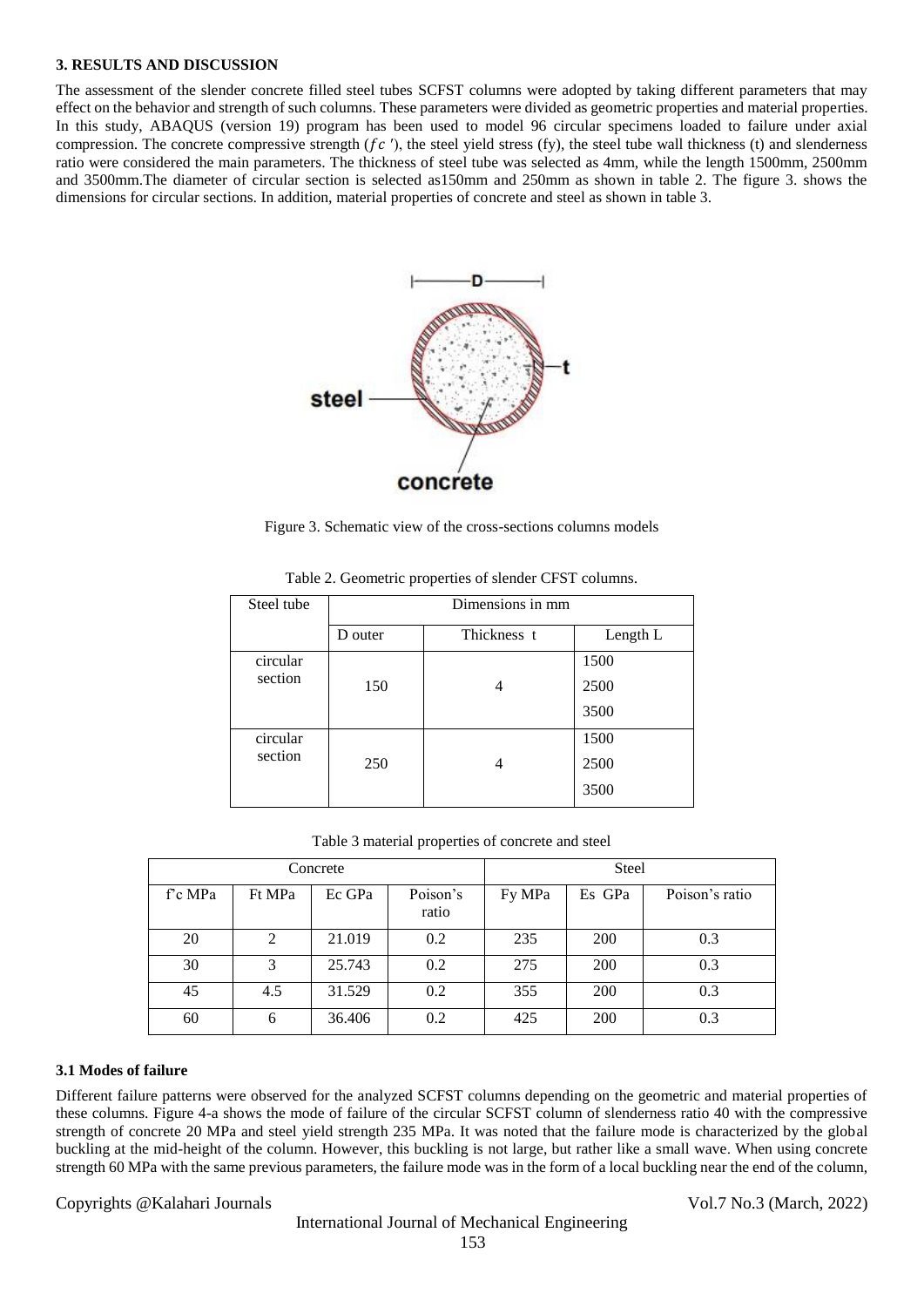### 3. RESULTS AND DISCUSSION

The assessment of the slender concrete filled steel tubes SCFST columns were adopted by taking different parameters that may effect on the behavior and strength of such columns. These parameters were divided as geometric properties and material properties. In this study, ABAQUS (version 19) program has been used to model 96 circular specimens loaded to failure under axial compression. The concrete compressive strength ($fc'$), the steel yield stress (fy), the steel tube wall thickness (t) and slenderness ratio were considered the main parameters. The thickness of steel tube was selected as 4mm, while the length 1500mm, 2500mm and 3500mm.The diameter of circular section is selected as150mm and 250mm as shown in table 2. The figure 3. shows the dimensions for circular sections. In addition, material properties of concrete and steel as shown in table 3.

D

t

steel

concrete

Figure 3. Schematic view of the cross-sections columns models

Table 2. Geometric properties of slender CFST columns.

| Steel tube | Dimensions in mm | | |
|---|---|---|---|
| | D outer | Thickness t | Length L |
| circular section | 150 | 4 | 1500<br>2500<br>3500 |
| circular section | 250 | 4 | 1500<br>2500<br>3500 |

Table 3 material properties of concrete and steel

| Concrete | | | | Steel | | |
|---|---|---|---|---|---|---|
| f'c MPa | Ft MPa | Ec GPa | Poison's ratio | Fy MPa | Es GPa | Poison's ratio |
| 20 | 2 | 21.019 | 0.2 | 235 | 200 | 0.3 |
| 30 | 3 | 25.743 | 0.2 | 275 | 200 | 0.3 |
| 45 | 4.5 | 31.529 | 0.2 | 355 | 200 | 0.3 |
| 60 | 6 | 36.406 | 0.2 | 425 | 200 | 0.3 |

#### 3.1 Modes of failure

Different failure patterns were observed for the analyzed SCFST columns depending on the geometric and material properties of these columns. Figure 4-a shows the mode of failure of the circular SCFST column of slenderness ratio 40 with the compressive strength of concrete 20 MPa and steel yield strength 235 MPa. It was noted that the failure mode is characterized by the global buckling at the mid-height of the column. However, this buckling is not large, but rather like a small wave. When using concrete strength 60 MPa with the same previous parameters, the failure mode was in the form of a local buckling near the end of the column,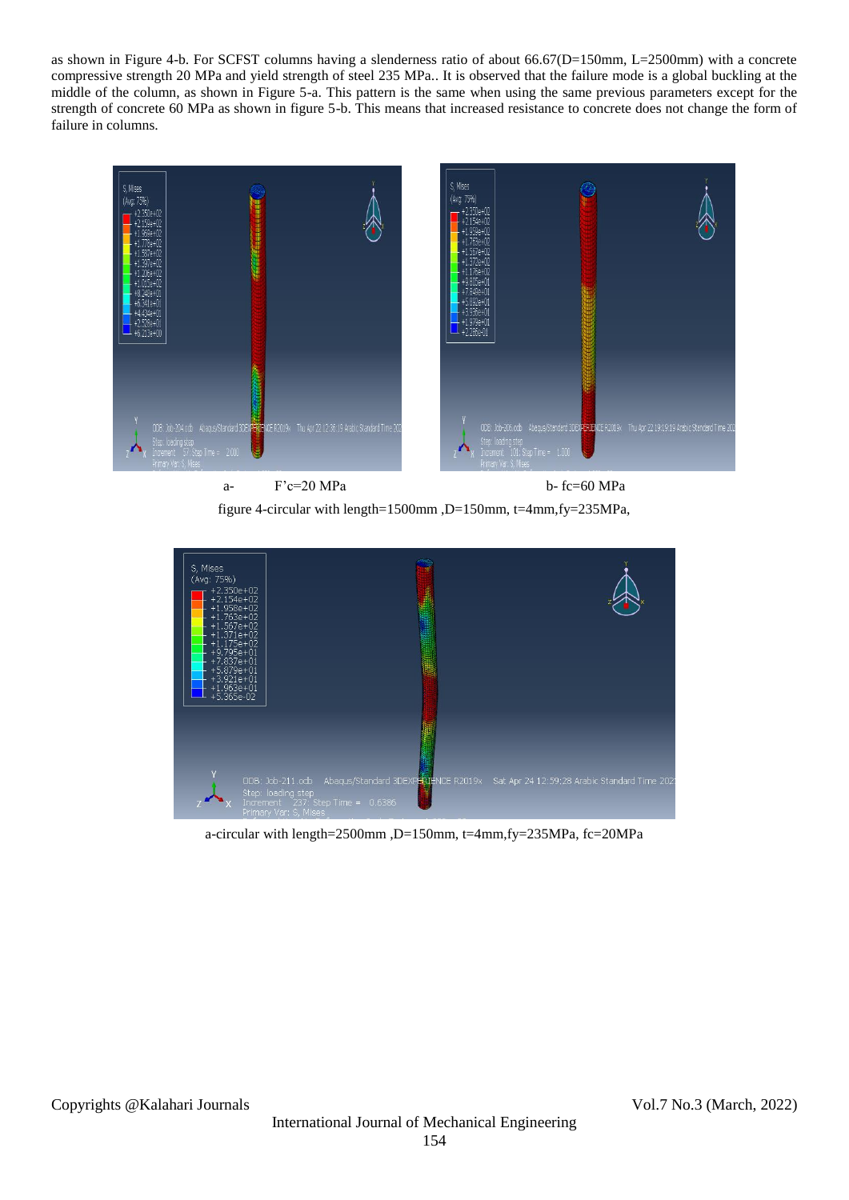as shown in Figure 4-b. For SCFST columns having a slenderness ratio of about 66.67(D=150mm, L=2500mm) with a concrete compressive strength 20 MPa and yield strength of steel 235 MPa.. It is observed that the failure mode is a global buckling at the middle of the column, as shown in Figure 5-a. This pattern is the same when using the same previous parameters except for the strength of concrete 60 MPa as shown in figure 5-b. This means that increased resistance to concrete does not change the form of failure in columns.

a- F'c=20 MPa b- fc=60 MPa

figure 4-circular with length=1500mm ,D=150mm, t=4mm,fy=235MPa,

a-circular with length=2500mm ,D=150mm, t=4mm,fy=235MPa, fc=20MPa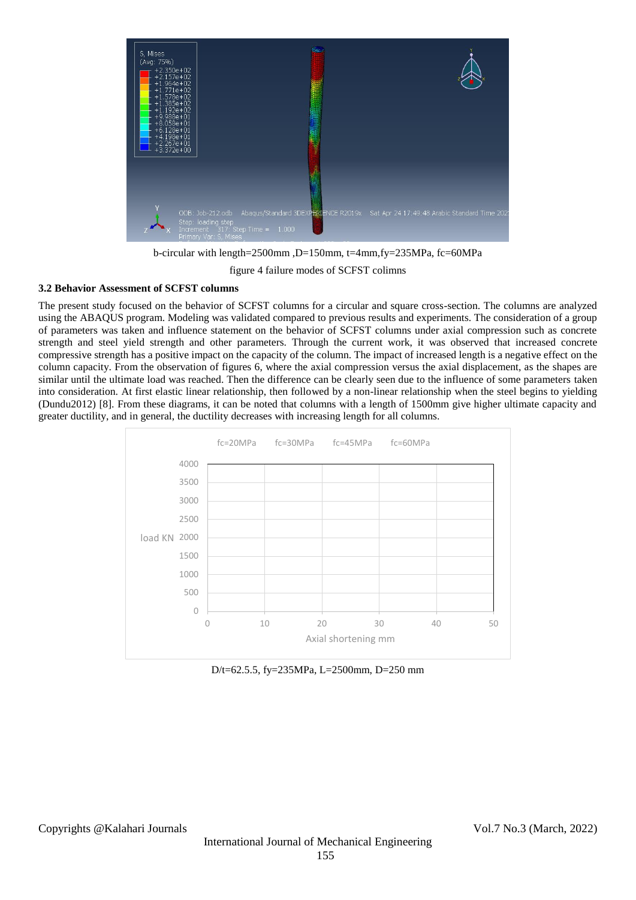S, Mises
(Avg: 75%)
+2.350e+02
+2.157e+02
+1.964e+02
+1.771e+02
+1.578e+02
+1.385e+02
+1.192e+02
+9.988e+01
+8.058e+01
+6.128e+01
+4.198e+01
+2.267e+01
+3.372e+00

ODB: Job-212.odb Abaqus/Standard 3DEXPERIENCE R2019x Sat Apr 24 17:49:48 Arabic Standard Time 2021
Step: loading step
Increment 317: Step Time = 1.000
Primary Var: S, Mises

b-circular with length=2500mm ,D=150mm, t=4mm,fy=235MPa, fc=60MPa

figure 4 failure modes of SCFST colimns

### 3.2 Behavior Assessment of SCFST columns

The present study focused on the behavior of SCFST columns for a circular and square cross-section. The columns are analyzed using the ABAQUS program. Modeling was validated compared to previous results and experiments. The consideration of a group of parameters was taken and influence statement on the behavior of SCFST columns under axial compression such as concrete strength and steel yield strength and other parameters. Through the current work, it was observed that increased concrete compressive strength has a positive impact on the capacity of the column. The impact of increased length is a negative effect on the column capacity. From the observation of figures 6, where the axial compression versus the axial displacement, as the shapes are similar until the ultimate load was reached. Then the difference can be clearly seen due to the influence of some parameters taken into consideration. At first elastic linear relationship, then followed by a non-linear relationship when the steel begins to yielding (Dundu2012) [8]. From these diagrams, it can be noted that columns with a length of 1500mm give higher ultimate capacity and greater ductility, and in general, the ductility decreases with increasing length for all columns.

fc=20MPa fc=30MPa fc=45MPa fc=60MPa

load KN

4000
3500
3000
2500
2000
1500
1000
500
0

0 10 20 30 40 50

Axial shortening mm

D/t=62.5.5, fy=235MPa, L=2500mm, D=250 mm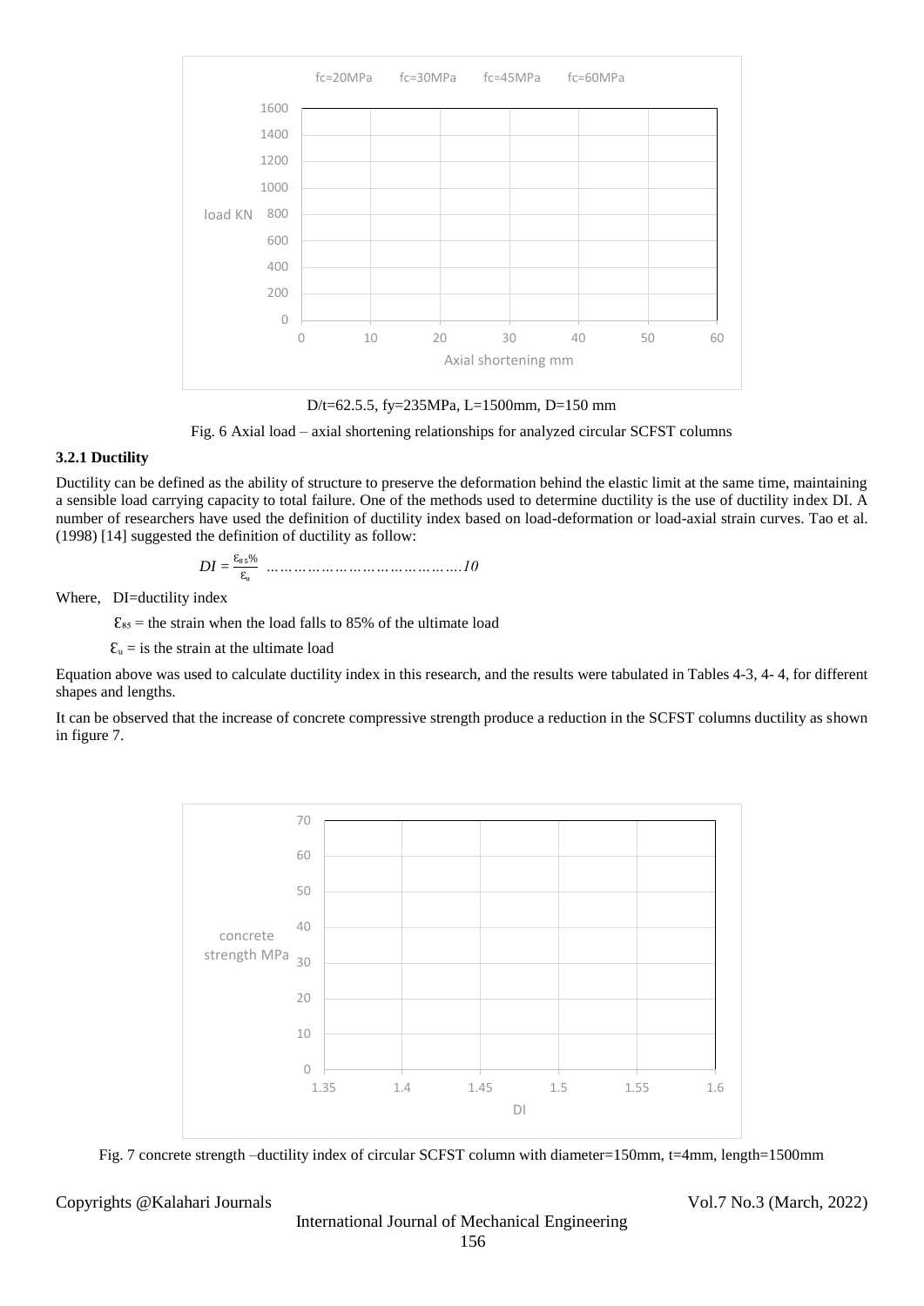fc=20MPa fc=30MPa fc=45MPa fc=60MPa

1600
1400
1200
1000
load KN 800
600
400
200
0

0 10 20 30 40 50 60

Axial shortening mm

D/t=62.5.5, fy=235MPa, L=1500mm, D=150 mm

Fig. 6 Axial load – axial shortening relationships for analyzed circular SCFST columns

### 3.2.1 Ductility

Ductility can be defined as the ability of structure to preserve the deformation behind the elastic limit at the same time, maintaining a sensible load carrying capacity to total failure. One of the methods used to determine ductility is the use of ductility index DI. A number of researchers have used the definition of ductility index based on load-deformation or load-axial strain curves. Tao et al. (1998) [14] suggested the definition of ductility as follow:

$$DI = \frac{\varepsilon_{85\%}}{\varepsilon_u} \quad \ldots\ldots\ldots\ldots\ldots\ldots\ldots\ldots\ldots\ldots\ldots\ldots\ldots 10$$

Where, DI=ductility index

$\varepsilon_{85}$ = the strain when the load falls to 85% of the ultimate load

$\varepsilon_u$ = is the strain at the ultimate load

Equation above was used to calculate ductility index in this research, and the results were tabulated in Tables 4-3, 4- 4, for different shapes and lengths.

It can be observed that the increase of concrete compressive strength produce a reduction in the SCFST columns ductility as shown in figure 7.

70
60
50
40
concrete strength MPa 30
20
10
0

1.35 1.4 1.45 1.5 1.55 1.6

DI

Fig. 7 concrete strength –ductility index of circular SCFST column with diameter=150mm, t=4mm, length=1500mm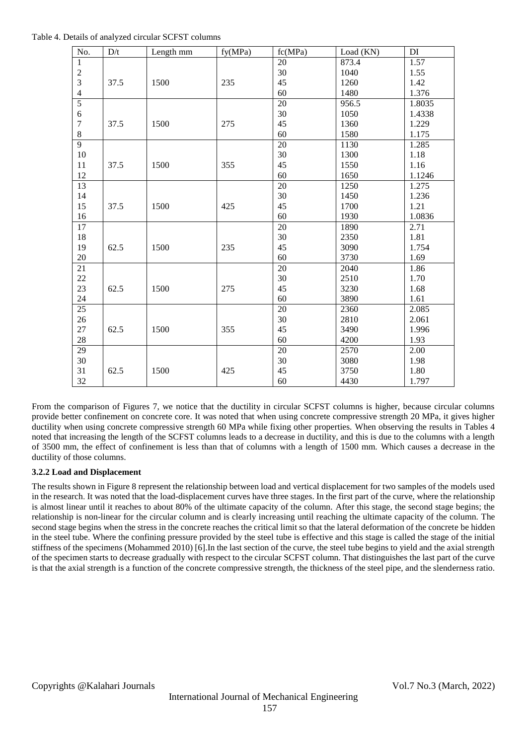Table 4. Details of analyzed circular SCFST columns

| No. | D/t | Length mm | fy(MPa) | fc(MPa) | Load (KN) | DI |
| --- | --- | --- | --- | --- | --- | --- |
| 1 | 37.5 | 1500 | 235 | 20 | 873.4 | 1.57 |
| 2 | | | | 30 | 1040 | 1.55 |
| 3 | | | | 45 | 1260 | 1.42 |
| 4 | | | | 60 | 1480 | 1.376 |
| 5 | 37.5 | 1500 | 275 | 20 | 956.5 | 1.8035 |
| 6 | | | | 30 | 1050 | 1.4338 |
| 7 | | | | 45 | 1360 | 1.229 |
| 8 | | | | 60 | 1580 | 1.175 |
| 9 | 37.5 | 1500 | 355 | 20 | 1130 | 1.285 |
| 10 | | | | 30 | 1300 | 1.18 |
| 11 | | | | 45 | 1550 | 1.16 |
| 12 | | | | 60 | 1650 | 1.1246 |
| 13 | 37.5 | 1500 | 425 | 20 | 1250 | 1.275 |
| 14 | | | | 30 | 1450 | 1.236 |
| 15 | | | | 45 | 1700 | 1.21 |
| 16 | | | | 60 | 1930 | 1.0836 |
| 17 | 62.5 | 1500 | 235 | 20 | 1890 | 2.71 |
| 18 | | | | 30 | 2350 | 1.81 |
| 19 | | | | 45 | 3090 | 1.754 |
| 20 | | | | 60 | 3730 | 1.69 |
| 21 | 62.5 | 1500 | 275 | 20 | 2040 | 1.86 |
| 22 | | | | 30 | 2510 | 1.70 |
| 23 | | | | 45 | 3230 | 1.68 |
| 24 | | | | 60 | 3890 | 1.61 |
| 25 | 62.5 | 1500 | 355 | 20 | 2360 | 2.085 |
| 26 | | | | 30 | 2810 | 2.061 |
| 27 | | | | 45 | 3490 | 1.996 |
| 28 | | | | 60 | 4200 | 1.93 |
| 29 | 62.5 | 1500 | 425 | 20 | 2570 | 2.00 |
| 30 | | | | 30 | 3080 | 1.98 |
| 31 | | | | 45 | 3750 | 1.80 |
| 32 | | | | 60 | 4430 | 1.797 |

From the comparison of Figures 7, we notice that the ductility in circular SCFST columns is higher, because circular columns provide better confinement on concrete core. It was noted that when using concrete compressive strength 20 MPa, it gives higher ductility when using concrete compressive strength 60 MPa while fixing other properties. When observing the results in Tables 4 noted that increasing the length of the SCFST columns leads to a decrease in ductility, and this is due to the columns with a length of 3500 mm, the effect of confinement is less than that of columns with a length of 1500 mm. Which causes a decrease in the ductility of those columns.

### 3.2.2 Load and Displacement

The results shown in Figure 8 represent the relationship between load and vertical displacement for two samples of the models used in the research. It was noted that the load-displacement curves have three stages. In the first part of the curve, where the relationship is almost linear until it reaches to about 80% of the ultimate capacity of the column. After this stage, the second stage begins; the relationship is non-linear for the circular column and is clearly increasing until reaching the ultimate capacity of the column. The second stage begins when the stress in the concrete reaches the critical limit so that the lateral deformation of the concrete be hidden in the steel tube. Where the confining pressure provided by the steel tube is effective and this stage is called the stage of the initial stiffness of the specimens (Mohammed 2010) [6].In the last section of the curve, the steel tube begins to yield and the axial strength of the specimen starts to decrease gradually with respect to the circular SCFST column. That distinguishes the last part of the curve is that the axial strength is a function of the concrete compressive strength, the thickness of the steel pipe, and the slenderness ratio.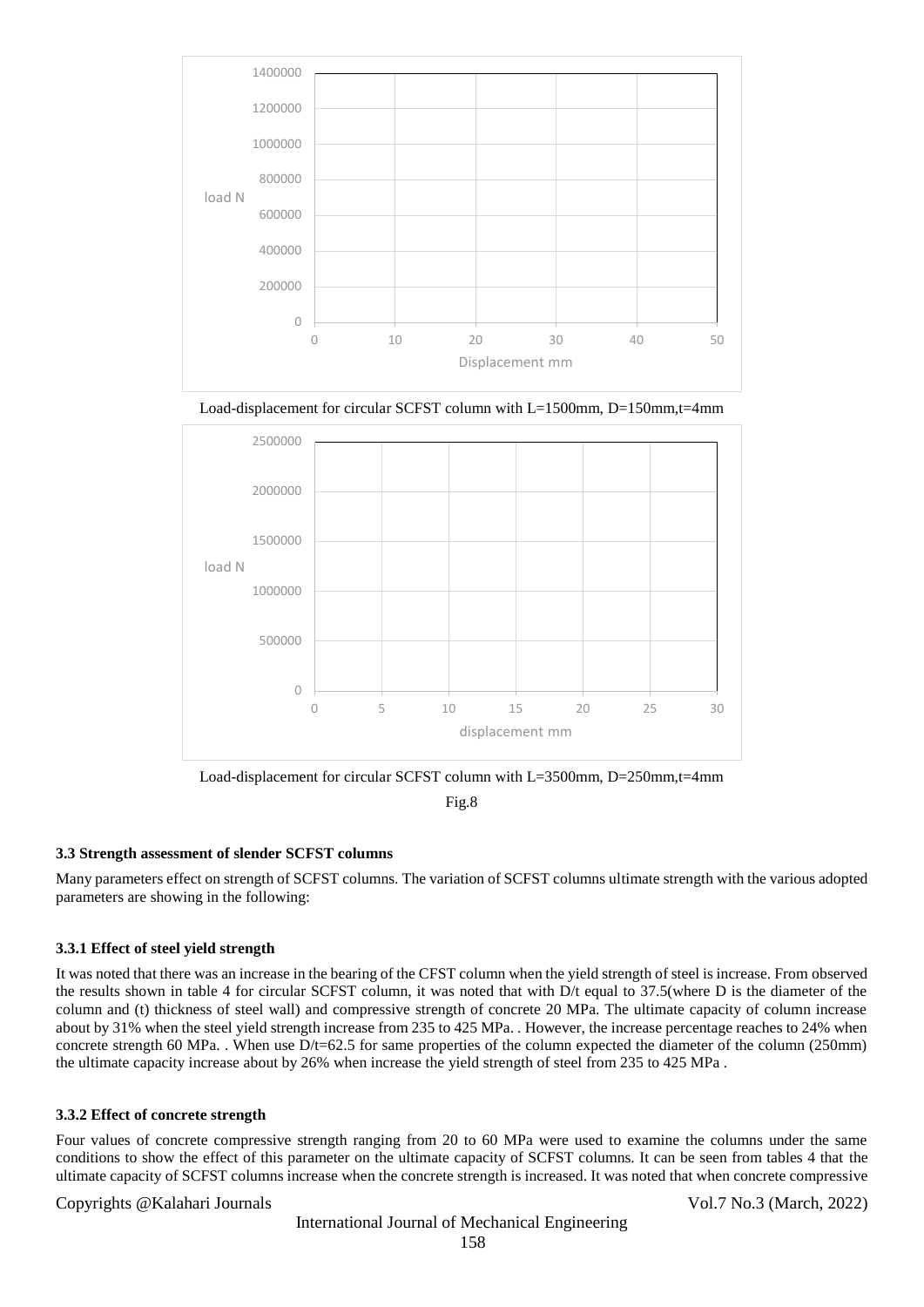1400000
1200000
1000000
800000
load N
600000
400000
200000
0
0 10 20 30 40 50
Displacement mm

Load-displacement for circular SCFST column with L=1500mm, D=150mm,t=4mm

2500000
2000000
1500000
load N
1000000
500000
0
0 5 10 15 20 25 30
displacement mm

Load-displacement for circular SCFST column with L=3500mm, D=250mm,t=4mm

Fig.8

### 3.3 Strength assessment of slender SCFST columns

Many parameters effect on strength of SCFST columns. The variation of SCFST columns ultimate strength with the various adopted parameters are showing in the following:

#### 3.3.1 Effect of steel yield strength

It was noted that there was an increase in the bearing of the CFST column when the yield strength of steel is increase. From observed the results shown in table 4 for circular SCFST column, it was noted that with D/t equal to 37.5(where D is the diameter of the column and (t) thickness of steel wall) and compressive strength of concrete 20 MPa. The ultimate capacity of column increase about by 31% when the steel yield strength increase from 235 to 425 MPa. . However, the increase percentage reaches to 24% when concrete strength 60 MPa. . When use D/t=62.5 for same properties of the column expected the diameter of the column (250mm) the ultimate capacity increase about by 26% when increase the yield strength of steel from 235 to 425 MPa .

#### 3.3.2 Effect of concrete strength

Four values of concrete compressive strength ranging from 20 to 60 MPa were used to examine the columns under the same conditions to show the effect of this parameter on the ultimate capacity of SCFST columns. It can be seen from tables 4 that the ultimate capacity of SCFST columns increase when the concrete strength is increased. It was noted that when concrete compressive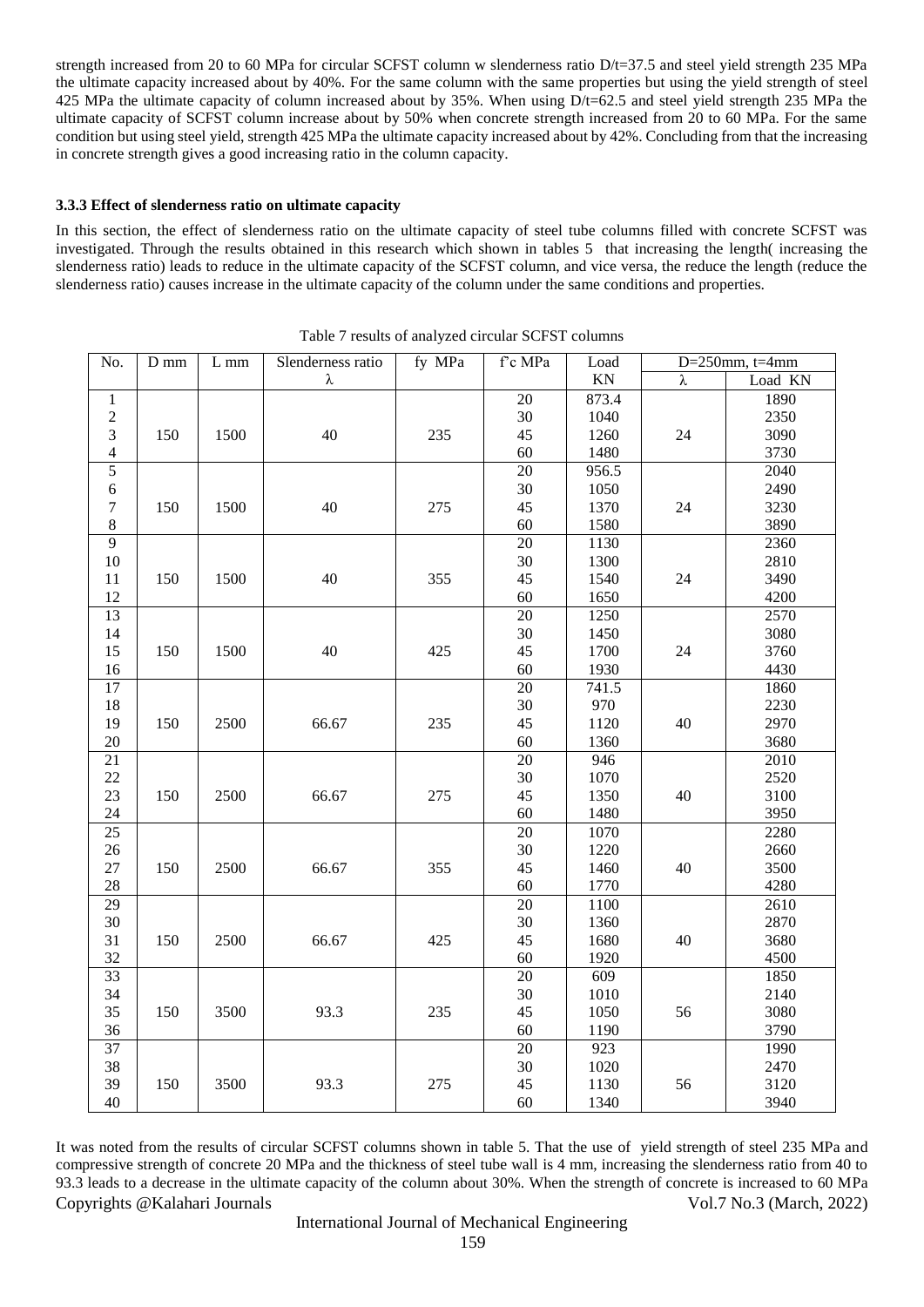strength increased from 20 to 60 MPa for circular SCFST column w slenderness ratio D/t=37.5 and steel yield strength 235 MPa the ultimate capacity increased about by 40%. For the same column with the same properties but using the yield strength of steel 425 MPa the ultimate capacity of column increased about by 35%. When using D/t=62.5 and steel yield strength 235 MPa the ultimate capacity of SCFST column increase about by 50% when concrete strength increased from 20 to 60 MPa. For the same condition but using steel yield, strength 425 MPa the ultimate capacity increased about by 42%. Concluding from that the increasing in concrete strength gives a good increasing ratio in the column capacity.

### 3.3.3 Effect of slenderness ratio on ultimate capacity

In this section, the effect of slenderness ratio on the ultimate capacity of steel tube columns filled with concrete SCFST was investigated. Through the results obtained in this research which shown in tables 5 that increasing the length( increasing the slenderness ratio) leads to reduce in the ultimate capacity of the SCFST column, and vice versa, the reduce the length (reduce the slenderness ratio) causes increase in the ultimate capacity of the column under the same conditions and properties.

Table 7 results of analyzed circular SCFST columns

| No. | D mm | L mm | Slenderness ratio λ | fy MPa | f'c MPa | Load KN | D=250mm, t=4mm | |
|---|---|---|---|---|---|---|---|---|
| | | | | | | | λ | Load KN |
| 1 | | | | | 20 | 873.4 | | 1890 |
| 2 | | | | | 30 | 1040 | | 2350 |
| 3 | 150 | 1500 | 40 | 235 | 45 | 1260 | 24 | 3090 |
| 4 | | | | | 60 | 1480 | | 3730 |
| 5 | | | | | 20 | 956.5 | | 2040 |
| 6 | | | | | 30 | 1050 | | 2490 |
| 7 | 150 | 1500 | 40 | 275 | 45 | 1370 | 24 | 3230 |
| 8 | | | | | 60 | 1580 | | 3890 |
| 9 | | | | | 20 | 1130 | | 2360 |
| 10 | | | | | 30 | 1300 | | 2810 |
| 11 | 150 | 1500 | 40 | 355 | 45 | 1540 | 24 | 3490 |
| 12 | | | | | 60 | 1650 | | 4200 |
| 13 | | | | | 20 | 1250 | | 2570 |
| 14 | | | | | 30 | 1450 | | 3080 |
| 15 | 150 | 1500 | 40 | 425 | 45 | 1700 | 24 | 3760 |
| 16 | | | | | 60 | 1930 | | 4430 |
| 17 | | | | | 20 | 741.5 | | 1860 |
| 18 | | | | | 30 | 970 | | 2230 |
| 19 | 150 | 2500 | 66.67 | 235 | 45 | 1120 | 40 | 2970 |
| 20 | | | | | 60 | 1360 | | 3680 |
| 21 | | | | | 20 | 946 | | 2010 |
| 22 | | | | | 30 | 1070 | | 2520 |
| 23 | 150 | 2500 | 66.67 | 275 | 45 | 1350 | 40 | 3100 |
| 24 | | | | | 60 | 1480 | | 3950 |
| 25 | | | | | 20 | 1070 | | 2280 |
| 26 | | | | | 30 | 1220 | | 2660 |
| 27 | 150 | 2500 | 66.67 | 355 | 45 | 1460 | 40 | 3500 |
| 28 | | | | | 60 | 1770 | | 4280 |
| 29 | | | | | 20 | 1100 | | 2610 |
| 30 | | | | | 30 | 1360 | | 2870 |
| 31 | 150 | 2500 | 66.67 | 425 | 45 | 1680 | 40 | 3680 |
| 32 | | | | | 60 | 1920 | | 4500 |
| 33 | | | | | 20 | 609 | | 1850 |
| 34 | | | | | 30 | 1010 | | 2140 |
| 35 | 150 | 3500 | 93.3 | 235 | 45 | 1050 | 56 | 3080 |
| 36 | | | | | 60 | 1190 | | 3790 |
| 37 | | | | | 20 | 923 | | 1990 |
| 38 | | | | | 30 | 1020 | | 2470 |
| 39 | 150 | 3500 | 93.3 | 275 | 45 | 1130 | 56 | 3120 |
| 40 | | | | | 60 | 1340 | | 3940 |

It was noted from the results of circular SCFST columns shown in table 5. That the use of yield strength of steel 235 MPa and compressive strength of concrete 20 MPa and the thickness of steel tube wall is 4 mm, increasing the slenderness ratio from 40 to 93.3 leads to a decrease in the ultimate capacity of the column about 30%. When the strength of concrete is increased to 60 MPa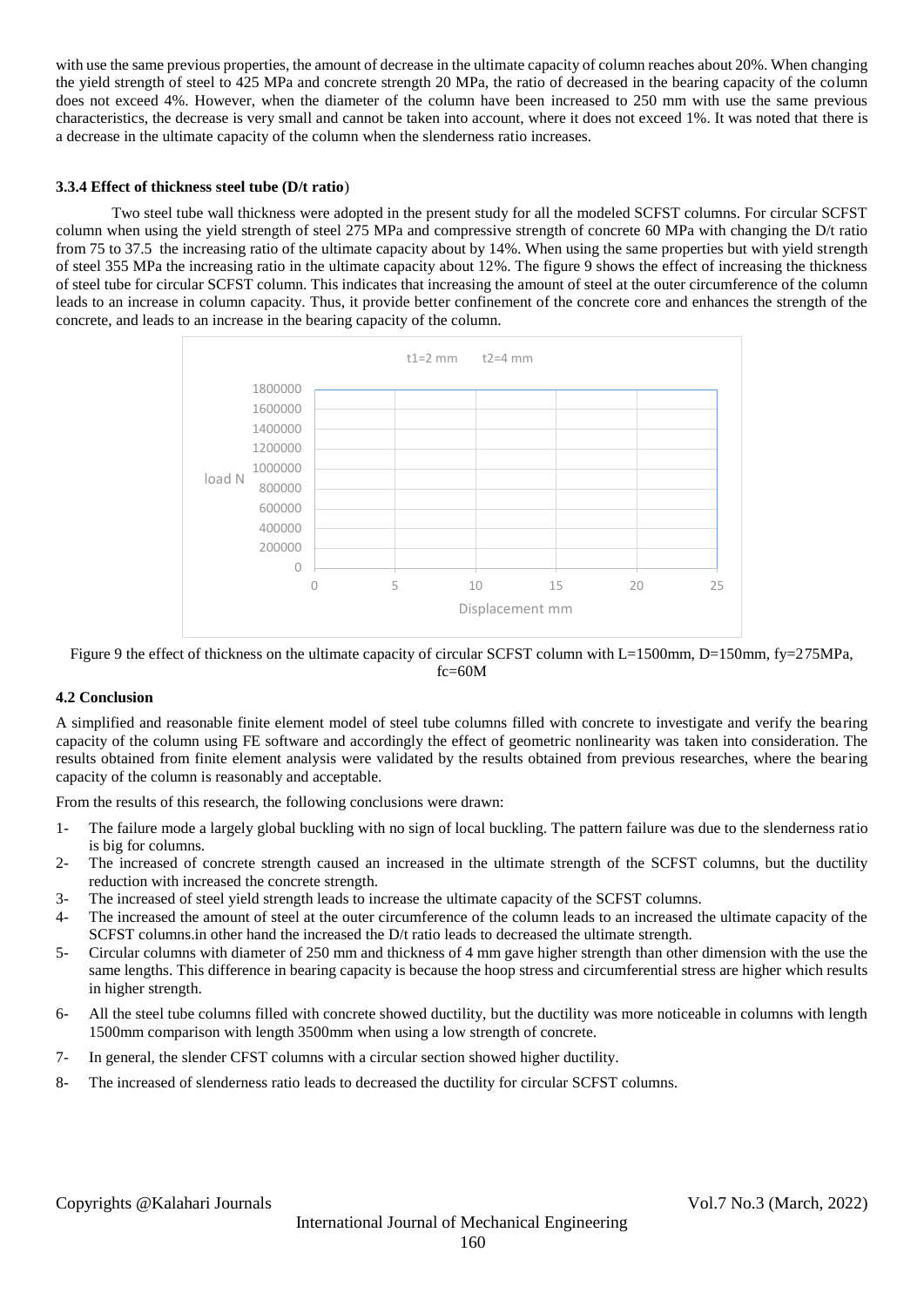with use the same previous properties, the amount of decrease in the ultimate capacity of column reaches about 20%. When changing the yield strength of steel to 425 MPa and concrete strength 20 MPa, the ratio of decreased in the bearing capacity of the column does not exceed 4%. However, when the diameter of the column have been increased to 250 mm with use the same previous characteristics, the decrease is very small and cannot be taken into account, where it does not exceed 1%. It was noted that there is a decrease in the ultimate capacity of the column when the slenderness ratio increases.

#### 3.3.4 Effect of thickness steel tube (D/t ratio)

Two steel tube wall thickness were adopted in the present study for all the modeled SCFST columns. For circular SCFST column when using the yield strength of steel 275 MPa and compressive strength of concrete 60 MPa with changing the D/t ratio from 75 to 37.5 the increasing ratio of the ultimate capacity about by 14%. When using the same properties but with yield strength of steel 355 MPa the increasing ratio in the ultimate capacity about 12%. The figure 9 shows the effect of increasing the thickness of steel tube for circular SCFST column. This indicates that increasing the amount of steel at the outer circumference of the column leads to an increase in column capacity. Thus, it provide better confinement of the concrete core and enhances the strength of the concrete, and leads to an increase in the bearing capacity of the column.

t1=2 mm
t2=4 mm

load N

1800000
1600000
1400000
1200000
1000000
800000
600000
400000
200000
0

0 5 10 15 20 25

Displacement mm

Figure 9 the effect of thickness on the ultimate capacity of circular SCFST column with L=1500mm, D=150mm, fy=275MPa, fc=60M

### 4.2 Conclusion

A simplified and reasonable finite element model of steel tube columns filled with concrete to investigate and verify the bearing capacity of the column using FE software and accordingly the effect of geometric nonlinearity was taken into consideration. The results obtained from finite element analysis were validated by the results obtained from previous researches, where the bearing capacity of the column is reasonably and acceptable.

From the results of this research, the following conclusions were drawn:

1- The failure mode a largely global buckling with no sign of local buckling. The pattern failure was due to the slenderness ratio is big for columns.
2- The increased of concrete strength caused an increased in the ultimate strength of the SCFST columns, but the ductility reduction with increased the concrete strength.
3- The increased of steel yield strength leads to increase the ultimate capacity of the SCFST columns.
4- The increased the amount of steel at the outer circumference of the column leads to an increased the ultimate capacity of the SCFST columns.in other hand the increased the D/t ratio leads to decreased the ultimate strength.
5- Circular columns with diameter of 250 mm and thickness of 4 mm gave higher strength than other dimension with the use the same lengths. This difference in bearing capacity is because the hoop stress and circumferential stress are higher which results in higher strength.
6- All the steel tube columns filled with concrete showed ductility, but the ductility was more noticeable in columns with length 1500mm comparison with length 3500mm when using a low strength of concrete.
7- In general, the slender CFST columns with a circular section showed higher ductility.
8- The increased of slenderness ratio leads to decreased the ductility for circular SCFST columns.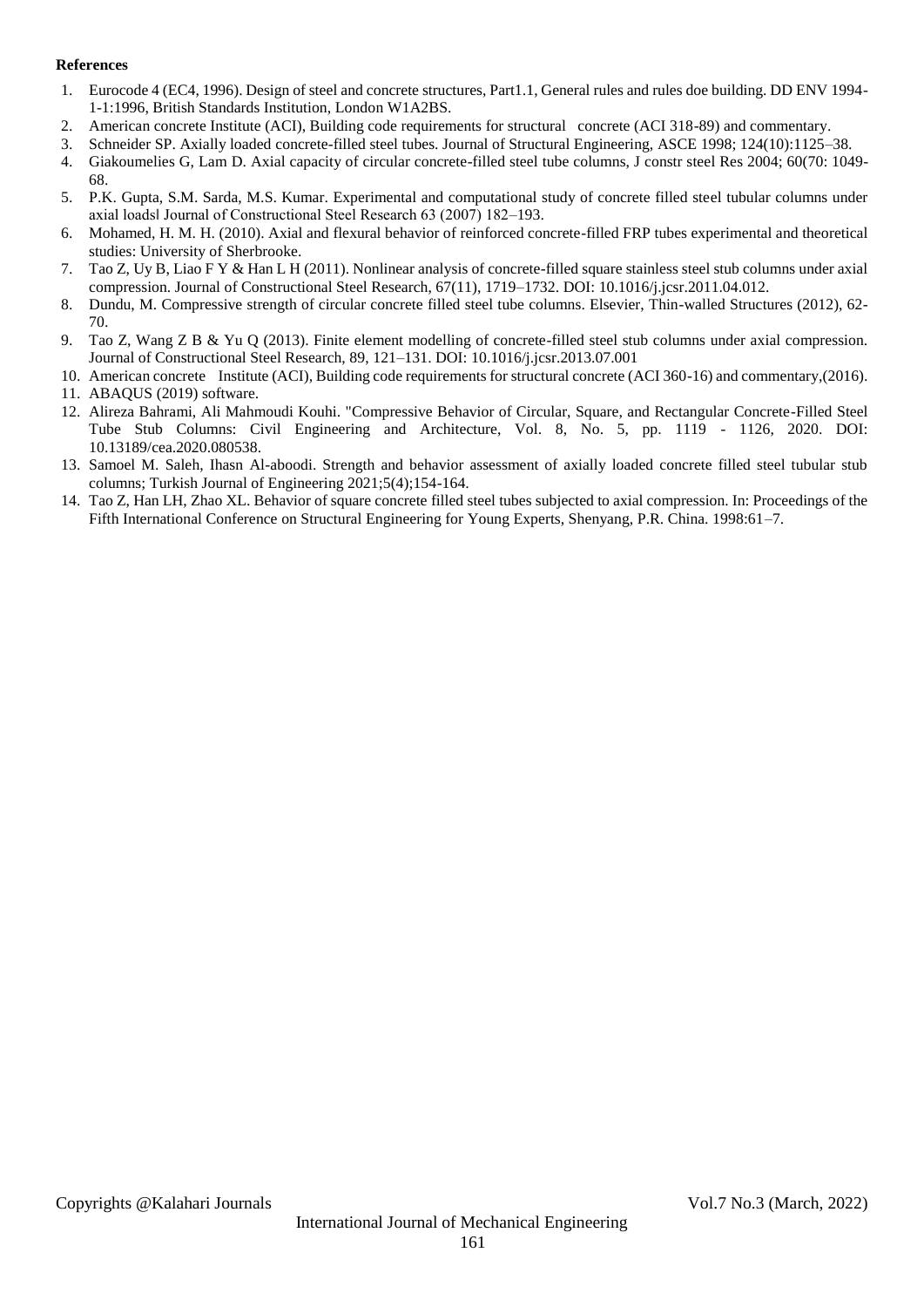**References**

1. Eurocode 4 (EC4, 1996). Design of steel and concrete structures, Part1.1, General rules and rules doe building. DD ENV 1994-1-1:1996, British Standards Institution, London W1A2BS.
2. American concrete Institute (ACI), Building code requirements for structural concrete (ACI 318-89) and commentary.
3. Schneider SP. Axially loaded concrete-filled steel tubes. Journal of Structural Engineering, ASCE 1998; 124(10):1125–38.
4. Giakoumelies G, Lam D. Axial capacity of circular concrete-filled steel tube columns, J constr steel Res 2004; 60(70: 1049-68.
5. P.K. Gupta, S.M. Sarda, M.S. Kumar. Experimental and computational study of concrete filled steel tubular columns under axial loadsǁ Journal of Constructional Steel Research 63 (2007) 182–193.
6. Mohamed, H. M. H. (2010). Axial and flexural behavior of reinforced concrete-filled FRP tubes experimental and theoretical studies: University of Sherbrooke.
7. Tao Z, Uy B, Liao F Y & Han L H (2011). Nonlinear analysis of concrete-filled square stainless steel stub columns under axial compression. Journal of Constructional Steel Research, 67(11), 1719–1732. DOI: 10.1016/j.jcsr.2011.04.012.
8. Dundu, M. Compressive strength of circular concrete filled steel tube columns. Elsevier, Thin-walled Structures (2012), 62-70.
9. Tao Z, Wang Z B & Yu Q (2013). Finite element modelling of concrete-filled steel stub columns under axial compression. Journal of Constructional Steel Research, 89, 121–131. DOI: 10.1016/j.jcsr.2013.07.001
10. American concrete Institute (ACI), Building code requirements for structural concrete (ACI 360-16) and commentary,(2016).
11. ABAQUS (2019) software.
12. Alireza Bahrami, Ali Mahmoudi Kouhi. "Compressive Behavior of Circular, Square, and Rectangular Concrete-Filled Steel Tube Stub Columns: Civil Engineering and Architecture, Vol. 8, No. 5, pp. 1119 - 1126, 2020. DOI: 10.13189/cea.2020.080538.
13. Samoel M. Saleh, Ihasn Al-aboodi. Strength and behavior assessment of axially loaded concrete filled steel tubular stub columns; Turkish Journal of Engineering 2021;5(4);154-164.
14. Tao Z, Han LH, Zhao XL. Behavior of square concrete filled steel tubes subjected to axial compression. In: Proceedings of the Fifth International Conference on Structural Engineering for Young Experts, Shenyang, P.R. China. 1998:61–7.